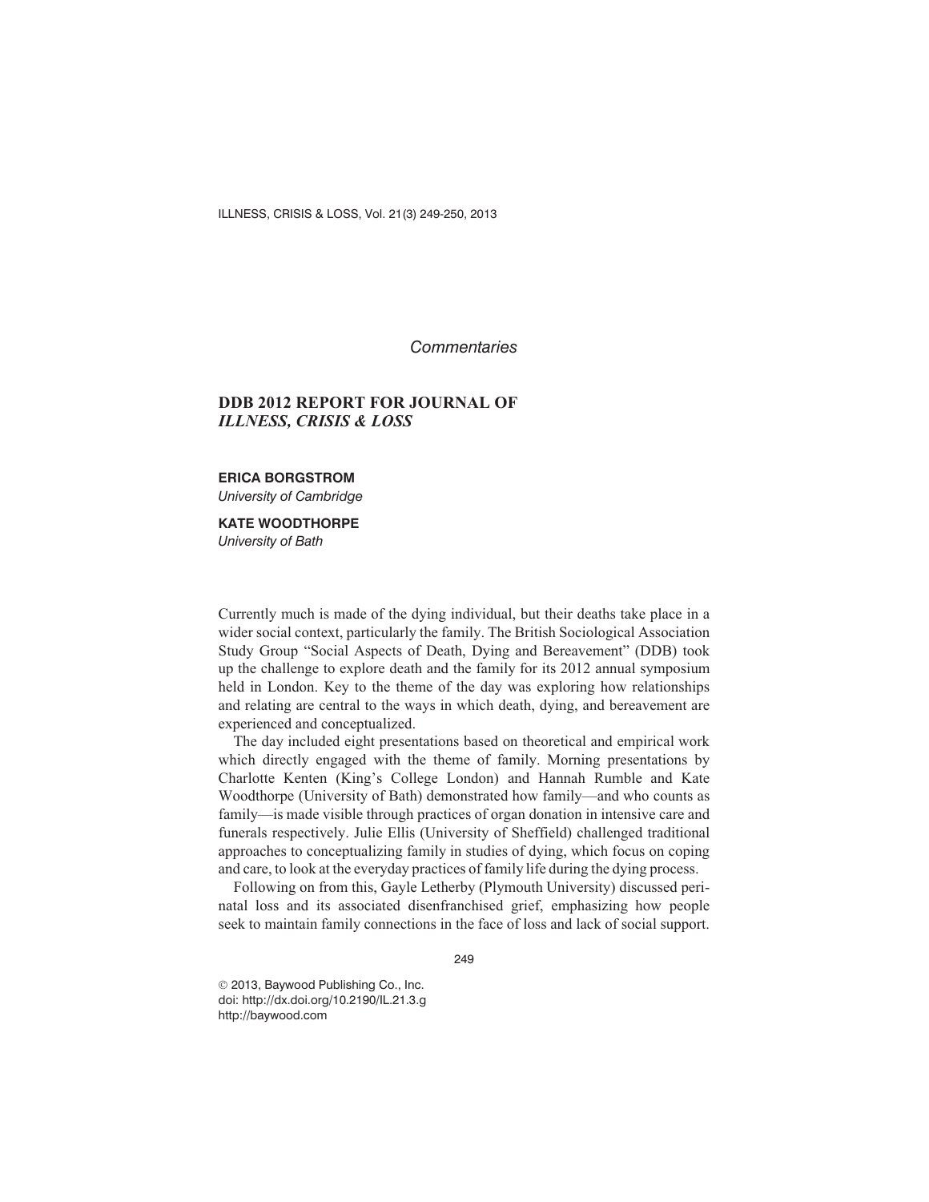*Commentaries*

# DDB 2012 REPORT FOR JOURNAL OF *ILLNESS, CRISIS & LOSS*

**ERICA BORGSTROM**
*University of Cambridge*

**KATE WOODTHORPE**
*University of Bath*

Currently much is made of the dying individual, but their deaths take place in a wider social context, particularly the family. The British Sociological Association Study Group "Social Aspects of Death, Dying and Bereavement" (DDB) took up the challenge to explore death and the family for its 2012 annual symposium held in London. Key to the theme of the day was exploring how relationships and relating are central to the ways in which death, dying, and bereavement are experienced and conceptualized.

The day included eight presentations based on theoretical and empirical work which directly engaged with the theme of family. Morning presentations by Charlotte Kenten (King's College London) and Hannah Rumble and Kate Woodthorpe (University of Bath) demonstrated how family—and who counts as family—is made visible through practices of organ donation in intensive care and funerals respectively. Julie Ellis (University of Sheffield) challenged traditional approaches to conceptualizing family in studies of dying, which focus on coping and care, to look at the everyday practices of family life during the dying process.

Following on from this, Gayle Letherby (Plymouth University) discussed perinatal loss and its associated disenfranchised grief, emphasizing how people seek to maintain family connections in the face of loss and lack of social support.

© 2013, Baywood Publishing Co., Inc.
doi: http://dx.doi.org/10.2190/IL.21.3.g
http://baywood.com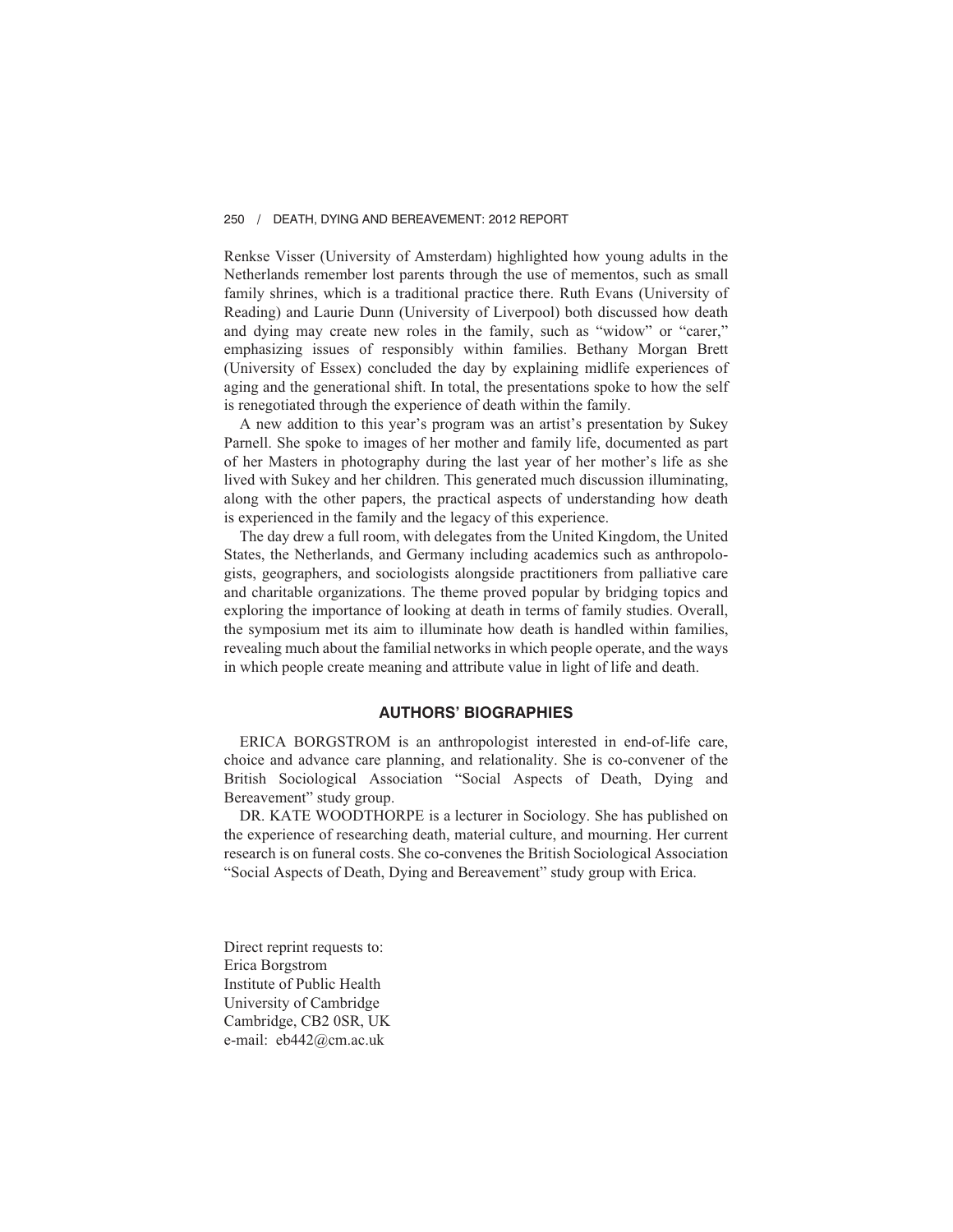Renkse Visser (University of Amsterdam) highlighted how young adults in the Netherlands remember lost parents through the use of mementos, such as small family shrines, which is a traditional practice there. Ruth Evans (University of Reading) and Laurie Dunn (University of Liverpool) both discussed how death and dying may create new roles in the family, such as "widow" or "carer," emphasizing issues of responsibly within families. Bethany Morgan Brett (University of Essex) concluded the day by explaining midlife experiences of aging and the generational shift. In total, the presentations spoke to how the self is renegotiated through the experience of death within the family.

A new addition to this year's program was an artist's presentation by Sukey Parnell. She spoke to images of her mother and family life, documented as part of her Masters in photography during the last year of her mother's life as she lived with Sukey and her children. This generated much discussion illuminating, along with the other papers, the practical aspects of understanding how death is experienced in the family and the legacy of this experience.

The day drew a full room, with delegates from the United Kingdom, the United States, the Netherlands, and Germany including academics such as anthropologists, geographers, and sociologists alongside practitioners from palliative care and charitable organizations. The theme proved popular by bridging topics and exploring the importance of looking at death in terms of family studies. Overall, the symposium met its aim to illuminate how death is handled within families, revealing much about the familial networks in which people operate, and the ways in which people create meaning and attribute value in light of life and death.

## AUTHORS' BIOGRAPHIES

ERICA BORGSTROM is an anthropologist interested in end-of-life care, choice and advance care planning, and relationality. She is co-convener of the British Sociological Association "Social Aspects of Death, Dying and Bereavement" study group.

DR. KATE WOODTHORPE is a lecturer in Sociology. She has published on the experience of researching death, material culture, and mourning. Her current research is on funeral costs. She co-convenes the British Sociological Association "Social Aspects of Death, Dying and Bereavement" study group with Erica.

Direct reprint requests to:
Erica Borgstrom
Institute of Public Health
University of Cambridge
Cambridge, CB2 0SR, UK
e-mail: eb442@cm.ac.uk